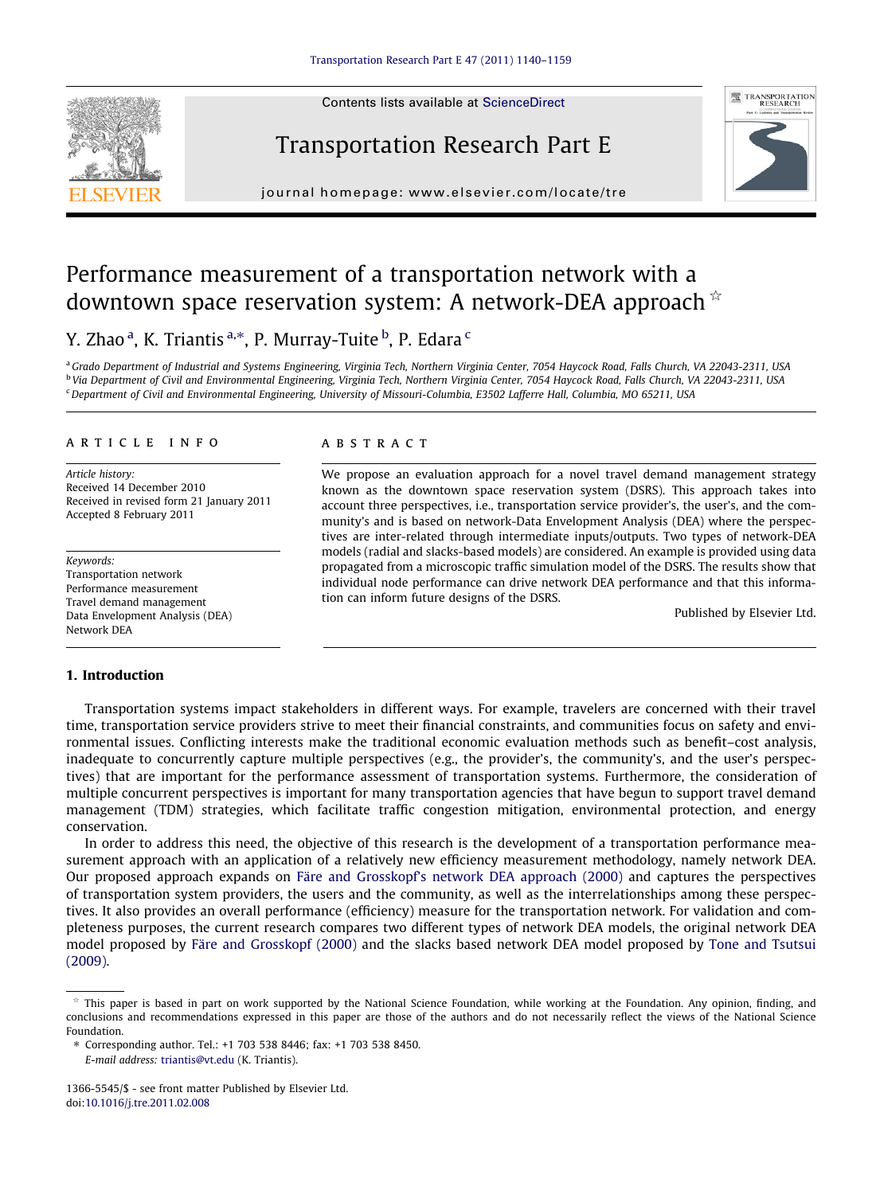# Performance measurement of a transportation network with a downtown space reservation system: A network-DEA approach ☆

Y. Zhao [a], K. Triantis [a,*], P. Murray-Tuite [b], P. Edara [c]

[a] Grado Department of Industrial and Systems Engineering, Virginia Tech, Northern Virginia Center, 7054 Haycock Road, Falls Church, VA 22043-2311, USA

[b] Via Department of Civil and Environmental Engineering, Virginia Tech, Northern Virginia Center, 7054 Haycock Road, Falls Church, VA 22043-2311, USA

[c] Department of Civil and Environmental Engineering, University of Missouri-Columbia, E3502 Lafferre Hall, Columbia, MO 65211, USA

## ARTICLE INFO

*Article history:*
Received 14 December 2010
Received in revised form 21 January 2011
Accepted 8 February 2011

*Keywords:*
Transportation network
Performance measurement
Travel demand management
Data Envelopment Analysis (DEA)
Network DEA

## ABSTRACT

We propose an evaluation approach for a novel travel demand management strategy known as the downtown space reservation system (DSRS). This approach takes into account three perspectives, i.e., transportation service provider's, the user's, and the community's and is based on network-Data Envelopment Analysis (DEA) where the perspectives are inter-related through intermediate inputs/outputs. Two types of network-DEA models (radial and slacks-based models) are considered. An example is provided using data propagated from a microscopic traffic simulation model of the DSRS. The results show that individual node performance can drive network DEA performance and that this information can inform future designs of the DSRS.

Published by Elsevier Ltd.

## 1. Introduction

Transportation systems impact stakeholders in different ways. For example, travelers are concerned with their travel time, transportation service providers strive to meet their financial constraints, and communities focus on safety and environmental issues. Conflicting interests make the traditional economic evaluation methods such as benefit–cost analysis, inadequate to concurrently capture multiple perspectives (e.g., the provider's, the community's, and the user's perspectives) that are important for the performance assessment of transportation systems. Furthermore, the consideration of multiple concurrent perspectives is important for many transportation agencies that have begun to support travel demand management (TDM) strategies, which facilitate traffic congestion mitigation, environmental protection, and energy conservation.

In order to address this need, the objective of this research is the development of a transportation performance measurement approach with an application of a relatively new efficiency measurement methodology, namely network DEA. Our proposed approach expands on Färe and Grosskopf's network DEA approach (2000) and captures the perspectives of transportation system providers, the users and the community, as well as the interrelationships among these perspectives. It also provides an overall performance (efficiency) measure for the transportation network. For validation and completeness purposes, the current research compares two different types of network DEA models, the original network DEA model proposed by Färe and Grosskopf (2000) and the slacks based network DEA model proposed by Tone and Tsutsui (2009).

---

☆ This paper is based in part on work supported by the National Science Foundation, while working at the Foundation. Any opinion, finding, and conclusions and recommendations expressed in this paper are those of the authors and do not necessarily reflect the views of the National Science Foundation.

\* Corresponding author. Tel.: +1 703 538 8446; fax: +1 703 538 8450.
E-mail address: triantis@vt.edu (K. Triantis).

1366-5545/$ - see front matter Published by Elsevier Ltd.
doi:10.1016/j.tre.2011.02.008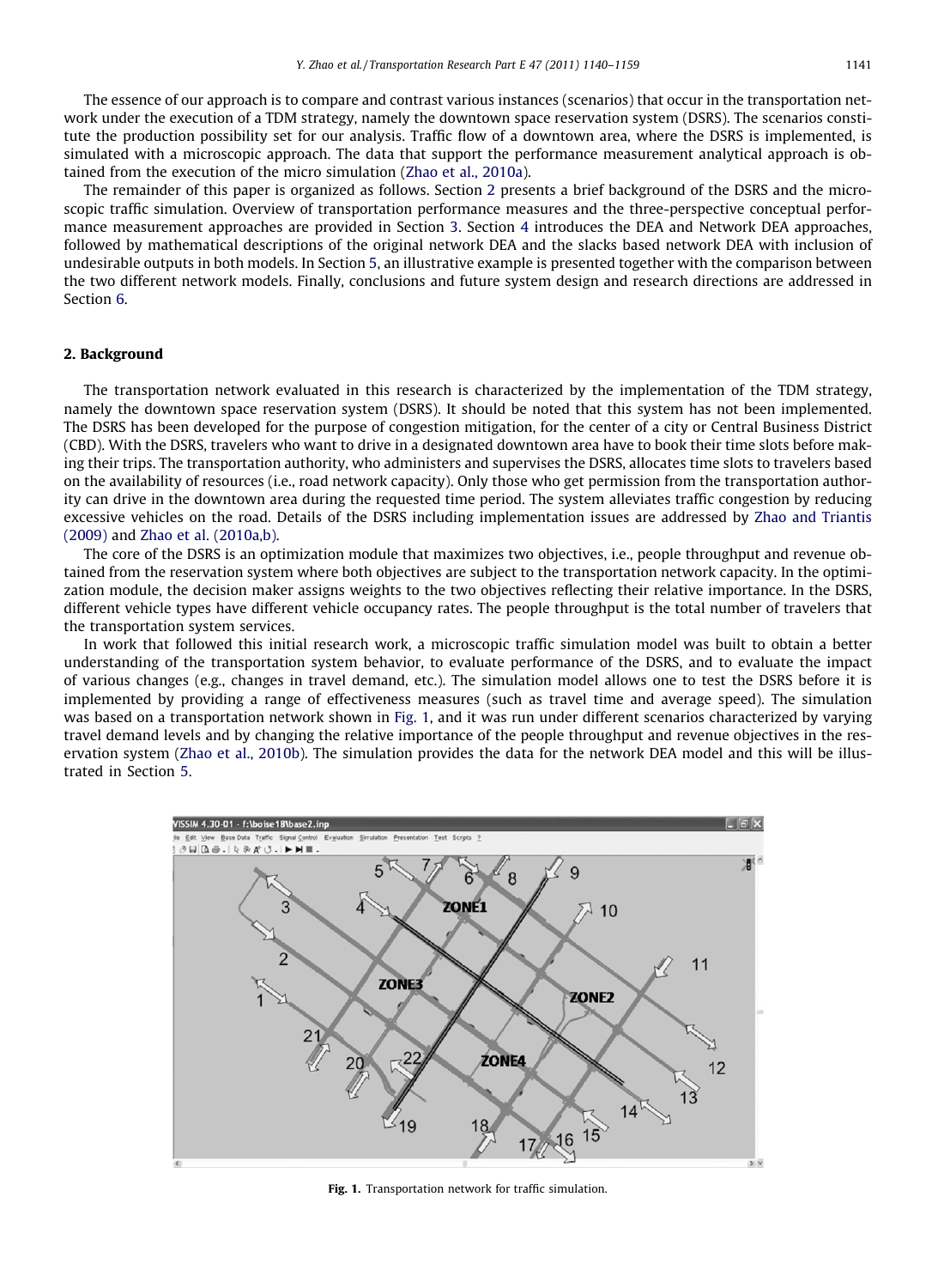The essence of our approach is to compare and contrast various instances (scenarios) that occur in the transportation network under the execution of a TDM strategy, namely the downtown space reservation system (DSRS). The scenarios constitute the production possibility set for our analysis. Traffic flow of a downtown area, where the DSRS is implemented, is simulated with a microscopic approach. The data that support the performance measurement analytical approach is obtained from the execution of the micro simulation (Zhao et al., 2010a).

The remainder of this paper is organized as follows. Section 2 presents a brief background of the DSRS and the microscopic traffic simulation. Overview of transportation performance measures and the three-perspective conceptual performance measurement approaches are provided in Section 3. Section 4 introduces the DEA and Network DEA approaches, followed by mathematical descriptions of the original network DEA and the slacks based network DEA with inclusion of undesirable outputs in both models. In Section 5, an illustrative example is presented together with the comparison between the two different network models. Finally, conclusions and future system design and research directions are addressed in Section 6.

## 2. Background

The transportation network evaluated in this research is characterized by the implementation of the TDM strategy, namely the downtown space reservation system (DSRS). It should be noted that this system has not been implemented. The DSRS has been developed for the purpose of congestion mitigation, for the center of a city or Central Business District (CBD). With the DSRS, travelers who want to drive in a designated downtown area have to book their time slots before making their trips. The transportation authority, who administers and supervises the DSRS, allocates time slots to travelers based on the availability of resources (i.e., road network capacity). Only those who get permission from the transportation authority can drive in the downtown area during the requested time period. The system alleviates traffic congestion by reducing excessive vehicles on the road. Details of the DSRS including implementation issues are addressed by Zhao and Triantis (2009) and Zhao et al. (2010a,b).

The core of the DSRS is an optimization module that maximizes two objectives, i.e., people throughput and revenue obtained from the reservation system where both objectives are subject to the transportation network capacity. In the optimization module, the decision maker assigns weights to the two objectives reflecting their relative importance. In the DSRS, different vehicle types have different vehicle occupancy rates. The people throughput is the total number of travelers that the transportation system services.

In work that followed this initial research work, a microscopic traffic simulation model was built to obtain a better understanding of the transportation system behavior, to evaluate performance of the DSRS, and to evaluate the impact of various changes (e.g., changes in travel demand, etc.). The simulation model allows one to test the DSRS before it is implemented by providing a range of effectiveness measures (such as travel time and average speed). The simulation was based on a transportation network shown in Fig. 1, and it was run under different scenarios characterized by varying travel demand levels and by changing the relative importance of the people throughput and revenue objectives in the reservation system (Zhao et al., 2010b). The simulation provides the data for the network DEA model and this will be illustrated in Section 5.

**Fig. 1.** Transportation network for traffic simulation.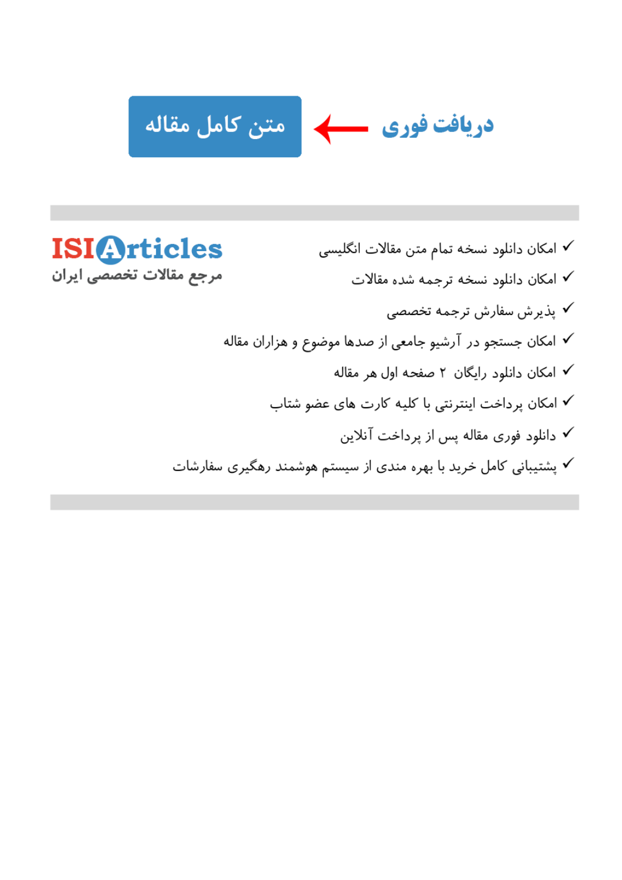دریافت فوری ← متن کامل مقاله

ISIArticles
مرجع مقالات تخصصی ایران

- ✓ امکان دانلود نسخه تمام متن مقالات انگلیسی
- ✓ امکان دانلود نسخه ترجمه شده مقالات
- ✓ پذیرش سفارش ترجمه تخصصی
- ✓ امکان جستجو در آرشیو جامعی از صدها موضوع و هزاران مقاله
- ✓ امکان دانلود رایگان ۲ صفحه اول هر مقاله
- ✓ امکان پرداخت اینترنتی با کلیه کارت های عضو شتاب
- ✓ دانلود فوری مقاله پس از پرداخت آنلاین
- ✓ پشتیبانی کامل خرید با بهره مندی از سیستم هوشمند رهگیری سفارشات